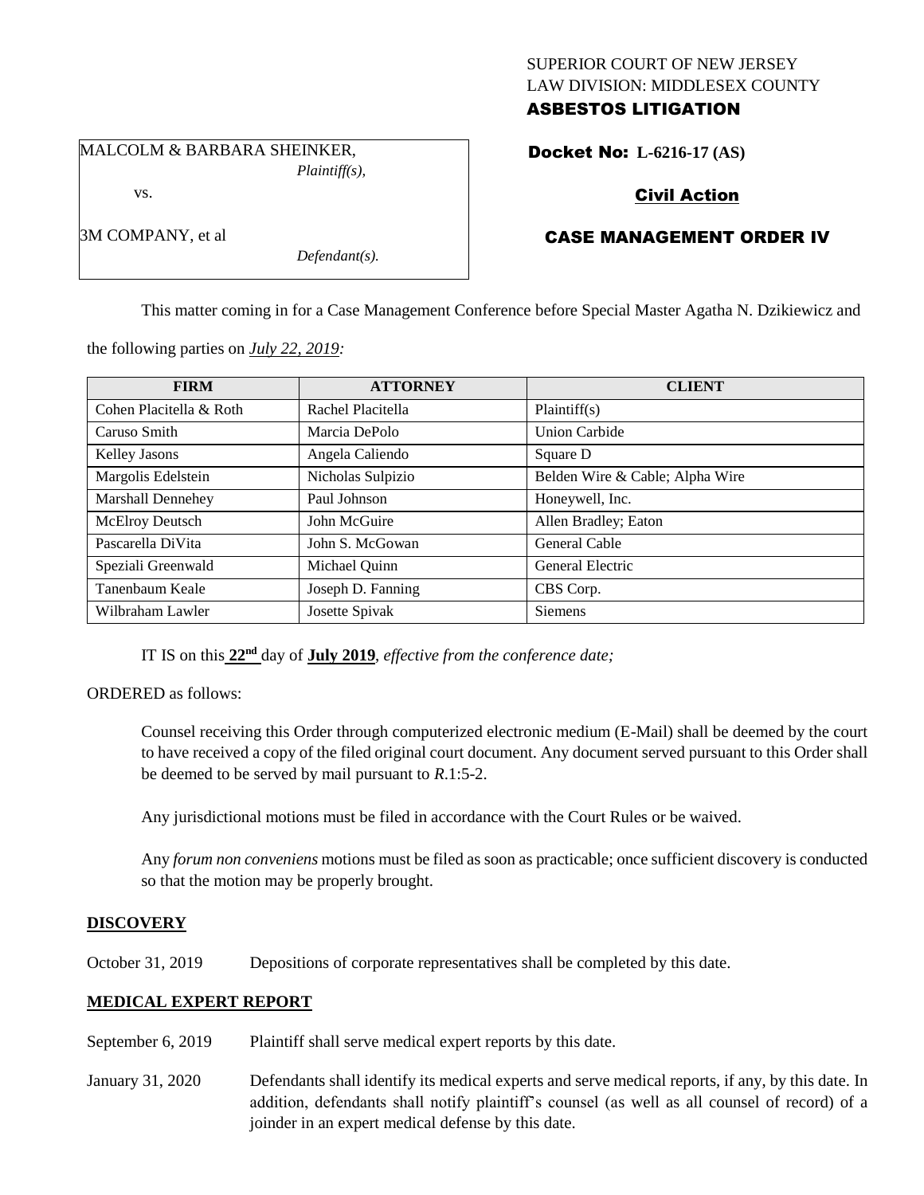SUPERIOR COURT OF NEW JERSEY
LAW DIVISION: MIDDLESEX COUNTY
**ASBESTOS LITIGATION**

MALCOLM & BARBARA SHEINKER,
*Plaintiff(s),*

vs.

3M COMPANY, et al
*Defendant(s).*

**Docket No: L-6216-17 (AS)**

**Civil Action**

**CASE MANAGEMENT ORDER IV**

This matter coming in for a Case Management Conference before Special Master Agatha N. Dzikiewicz and the following parties on *July 22, 2019:*

| FIRM | ATTORNEY | CLIENT |
|---|---|---|
| Cohen Placitella & Roth | Rachel Placitella | Plaintiff(s) |
| Caruso Smith | Marcia DePolo | Union Carbide |
| Kelley Jasons | Angela Caliendo | Square D |
| Margolis Edelstein | Nicholas Sulpizio | Belden Wire & Cable; Alpha Wire |
| Marshall Dennehey | Paul Johnson | Honeywell, Inc. |
| McElroy Deutsch | John McGuire | Allen Bradley; Eaton |
| Pascarella DiVita | John S. McGowan | General Cable |
| Speziali Greenwald | Michael Quinn | General Electric |
| Tanenbaum Keale | Joseph D. Fanning | CBS Corp. |
| Wilbraham Lawler | Josette Spivak | Siemens |

IT IS on this **22nd** day of **July 2019**, *effective from the conference date;*

ORDERED as follows:

Counsel receiving this Order through computerized electronic medium (E-Mail) shall be deemed by the court to have received a copy of the filed original court document. Any document served pursuant to this Order shall be deemed to be served by mail pursuant to *R*.1:5-2.

Any jurisdictional motions must be filed in accordance with the Court Rules or be waived.

Any *forum non conveniens* motions must be filed as soon as practicable; once sufficient discovery is conducted so that the motion may be properly brought.

## DISCOVERY

October 31, 2019 Depositions of corporate representatives shall be completed by this date.

## MEDICAL EXPERT REPORT

September 6, 2019 Plaintiff shall serve medical expert reports by this date.

January 31, 2020 Defendants shall identify its medical experts and serve medical reports, if any, by this date. In addition, defendants shall notify plaintiff's counsel (as well as all counsel of record) of a joinder in an expert medical defense by this date.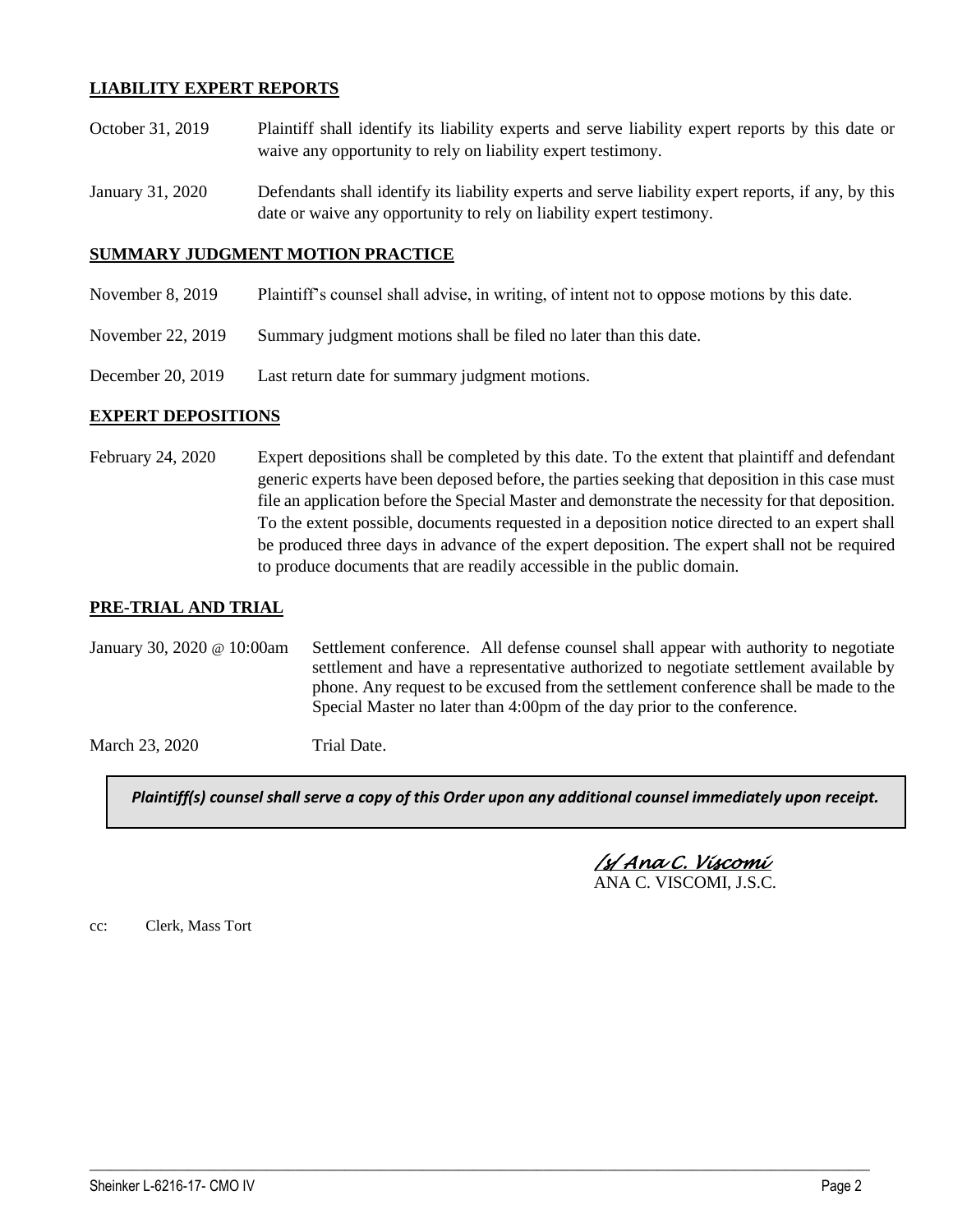**LIABILITY EXPERT REPORTS**

| | |
|---|---|
| October 31, 2019 | Plaintiff shall identify its liability experts and serve liability expert reports by this date or waive any opportunity to rely on liability expert testimony. |
| January 31, 2020 | Defendants shall identify its liability experts and serve liability expert reports, if any, by this date or waive any opportunity to rely on liability expert testimony. |

**SUMMARY JUDGMENT MOTION PRACTICE**

| | |
|---|---|
| November 8, 2019 | Plaintiff's counsel shall advise, in writing, of intent not to oppose motions by this date. |
| November 22, 2019 | Summary judgment motions shall be filed no later than this date. |
| December 20, 2019 | Last return date for summary judgment motions. |

**EXPERT DEPOSITIONS**

| | |
|---|---|
| February 24, 2020 | Expert depositions shall be completed by this date. To the extent that plaintiff and defendant generic experts have been deposed before, the parties seeking that deposition in this case must file an application before the Special Master and demonstrate the necessity for that deposition. To the extent possible, documents requested in a deposition notice directed to an expert shall be produced three days in advance of the expert deposition. The expert shall not be required to produce documents that are readily accessible in the public domain. |

**PRE-TRIAL AND TRIAL**

| | |
|---|---|
| January 30, 2020 @ 10:00am | Settlement conference. All defense counsel shall appear with authority to negotiate settlement and have a representative authorized to negotiate settlement available by phone. Any request to be excused from the settlement conference shall be made to the Special Master no later than 4:00pm of the day prior to the conference. |
| March 23, 2020 | Trial Date. |

***Plaintiff(s) counsel shall serve a copy of this Order upon any additional counsel immediately upon receipt.***

*/s/ Ana C. Viscomi*
ANA C. VISCOMI, J.S.C.

cc: Clerk, Mass Tort